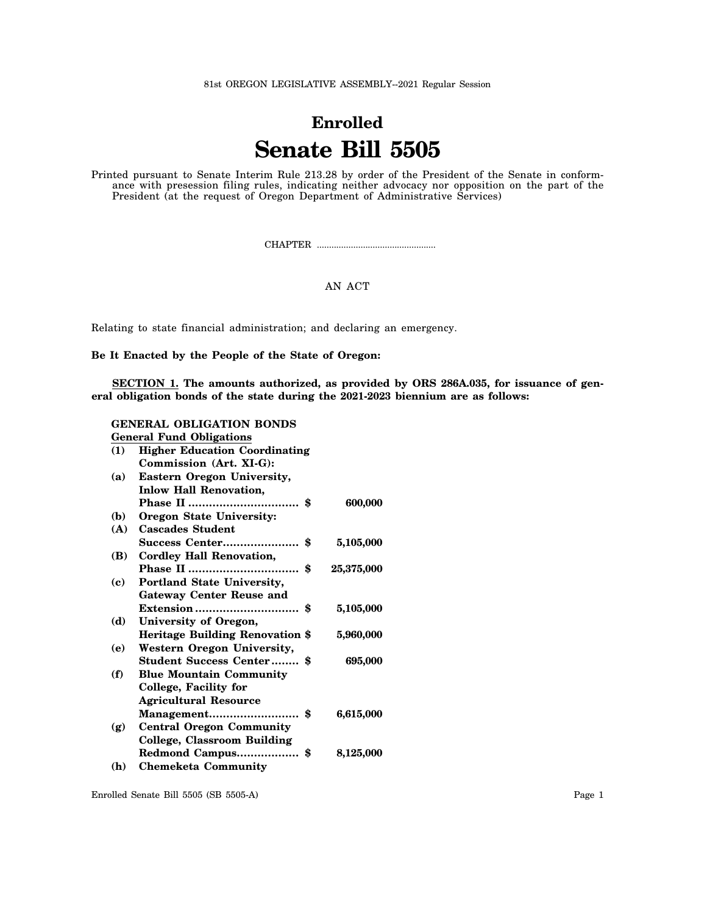81st OREGON LEGISLATIVE ASSEMBLY--2021 Regular Session

# Enrolled
# Senate Bill 5505

Printed pursuant to Senate Interim Rule 213.28 by order of the President of the Senate in conformance with presession filing rules, indicating neither advocacy nor opposition on the part of the President (at the request of Oregon Department of Administrative Services)

CHAPTER .................................................

AN ACT

Relating to state financial administration; and declaring an emergency.

**Be It Enacted by the People of the State of Oregon:**

**SECTION 1. The amounts authorized, as provided by ORS 286A.035, for issuance of general obligation bonds of the state during the 2021-2023 biennium are as follows:**

**GENERAL OBLIGATION BONDS**
**General Fund Obligations**

**(1) Higher Education Coordinating Commission (Art. XI-G):**

**(a) Eastern Oregon University, Inlow Hall Renovation, Phase II ................................ $ 600,000**

**(b) Oregon State University:**

**(A) Cascades Student Success Center...................... $ 5,105,000**

**(B) Cordley Hall Renovation, Phase II ................................ $ 25,375,000**

**(c) Portland State University, Gateway Center Reuse and Extension ............................. $ 5,105,000**

**(d) University of Oregon, Heritage Building Renovation $ 5,960,000**

**(e) Western Oregon University, Student Success Center ........ $ 695,000**

**(f) Blue Mountain Community College, Facility for Agricultural Resource Management.......................... $ 6,615,000**

**(g) Central Oregon Community College, Classroom Building Redmond Campus.................. $ 8,125,000**

**(h) Chemeketa Community**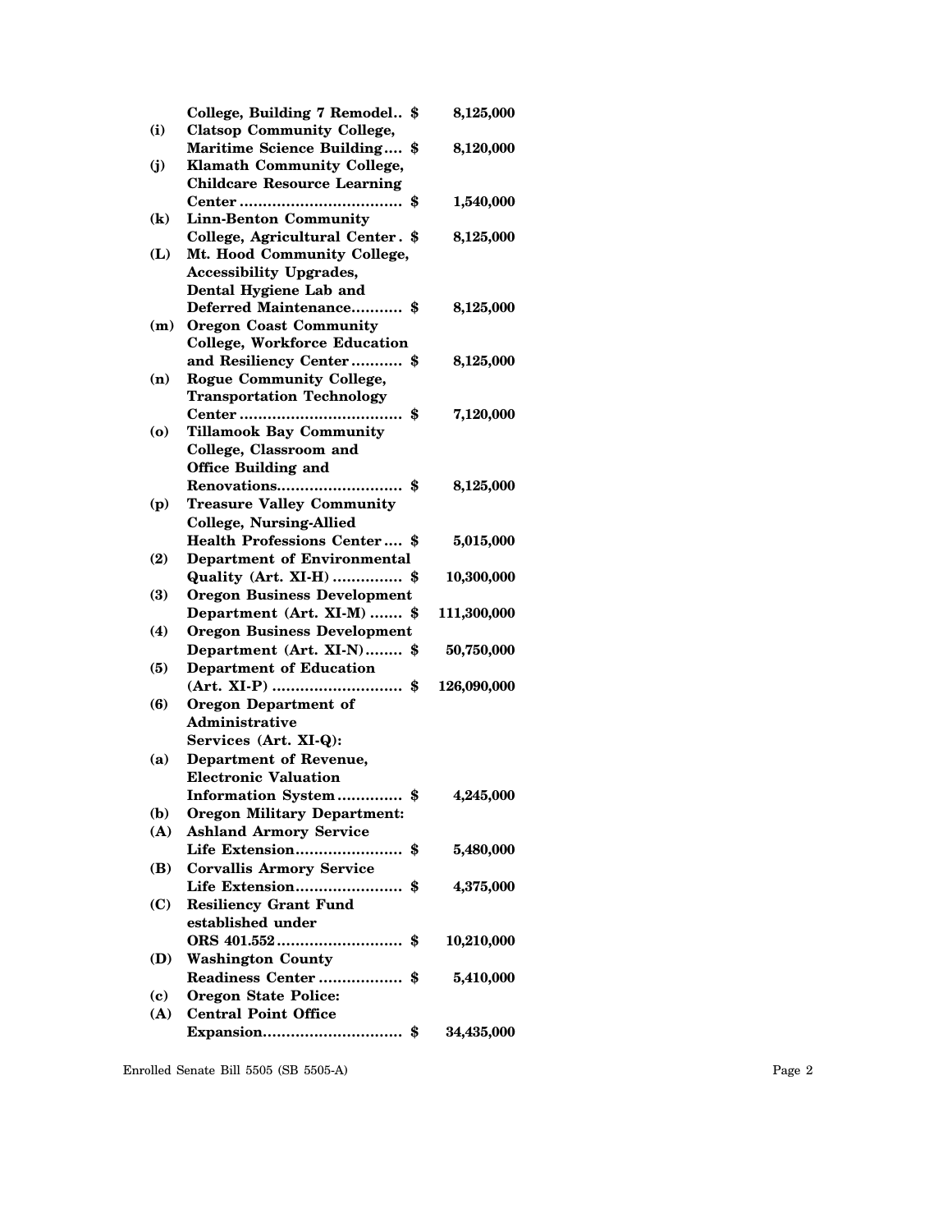College, Building 7 Remodel.. $ 8,125,000

**(i)** Clatsop Community College, Maritime Science Building.... $ 8,120,000

**(j)** Klamath Community College, Childcare Resource Learning Center .................................. $ 1,540,000

**(k)** Linn-Benton Community College, Agricultural Center . $ 8,125,000

**(L)** Mt. Hood Community College, Accessibility Upgrades, Dental Hygiene Lab and Deferred Maintenance........... $ 8,125,000

**(m)** Oregon Coast Community College, Workforce Education and Resiliency Center ........... $ 8,125,000

**(n)** Rogue Community College, Transportation Technology Center .................................. $ 7,120,000

**(o)** Tillamook Bay Community College, Classroom and Office Building and Renovations.......................... $ 8,125,000

**(p)** Treasure Valley Community College, Nursing-Allied Health Professions Center .... $ 5,015,000

**(2)** Department of Environmental Quality (Art. XI-H) .............. $ 10,300,000

**(3)** Oregon Business Development Department (Art. XI-M) ....... $ 111,300,000

**(4)** Oregon Business Development Department (Art. XI-N)........ $ 50,750,000

**(5)** Department of Education (Art. XI-P) ........................... $ 126,090,000

**(6)** Oregon Department of Administrative Services (Art. XI-Q):

**(a)** Department of Revenue, Electronic Valuation Information System ............. $ 4,245,000

**(b)** Oregon Military Department:

**(A)** Ashland Armory Service Life Extension...................... $ 5,480,000

**(B)** Corvallis Armory Service Life Extension...................... $ 4,375,000

**(C)** Resiliency Grant Fund established under ORS 401.552 ........................... $ 10,210,000

**(D)** Washington County Readiness Center .................. $ 5,410,000

**(c)** Oregon State Police:

**(A)** Central Point Office Expansion............................. $ 34,435,000

Enrolled Senate Bill 5505 (SB 5505-A)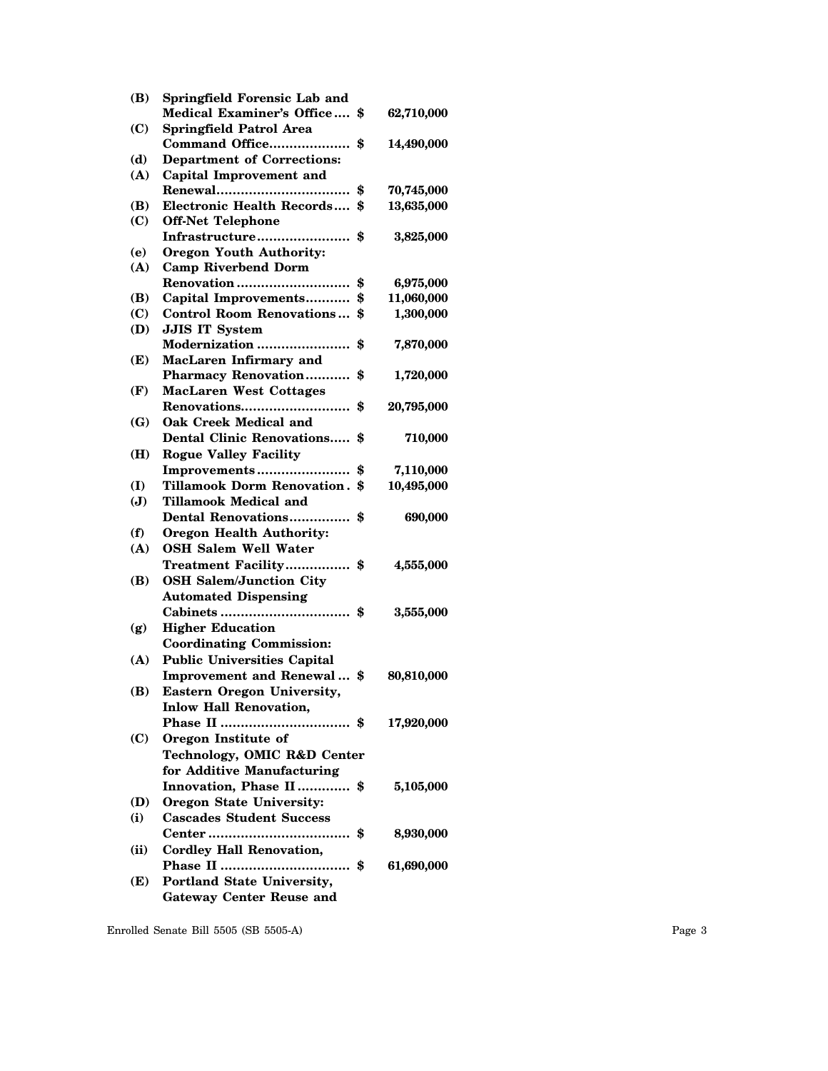**(B) Springfield Forensic Lab and Medical Examiner's Office .... $ 62,710,000**

**(C) Springfield Patrol Area Command Office.................... $ 14,490,000**

**(d) Department of Corrections:**

**(A) Capital Improvement and Renewal................................ $ 70,745,000**

**(B) Electronic Health Records.... $ 13,635,000**

**(C) Off-Net Telephone Infrastructure....................... $ 3,825,000**

**(e) Oregon Youth Authority:**

**(A) Camp Riverbend Dorm Renovation ........................... $ 6,975,000**

**(B) Capital Improvements........... $ 11,060,000**

**(C) Control Room Renovations ... $ 1,300,000**

**(D) JJIS IT System Modernization ....................... $ 7,870,000**

**(E) MacLaren Infirmary and Pharmacy Renovation........... $ 1,720,000**

**(F) MacLaren West Cottages Renovations........................... $ 20,795,000**

**(G) Oak Creek Medical and Dental Clinic Renovations..... $ 710,000**

**(H) Rogue Valley Facility Improvements....................... $ 7,110,000**

**(I) Tillamook Dorm Renovation . $ 10,495,000**

**(J) Tillamook Medical and Dental Renovations............... $ 690,000**

**(f) Oregon Health Authority:**

**(A) OSH Salem Well Water Treatment Facility................ $ 4,555,000**

**(B) OSH Salem/Junction City Automated Dispensing Cabinets ................................ $ 3,555,000**

**(g) Higher Education Coordinating Commission:**

**(A) Public Universities Capital Improvement and Renewal ... $ 80,810,000**

**(B) Eastern Oregon University, Inlow Hall Renovation, Phase II ................................ $ 17,920,000**

**(C) Oregon Institute of Technology, OMIC R&D Center for Additive Manufacturing Innovation, Phase II ............. $ 5,105,000**

**(D) Oregon State University:**

**(i) Cascades Student Success Center ................................... $ 8,930,000**

**(ii) Cordley Hall Renovation, Phase II ................................ $ 61,690,000**

**(E) Portland State University, Gateway Center Reuse and**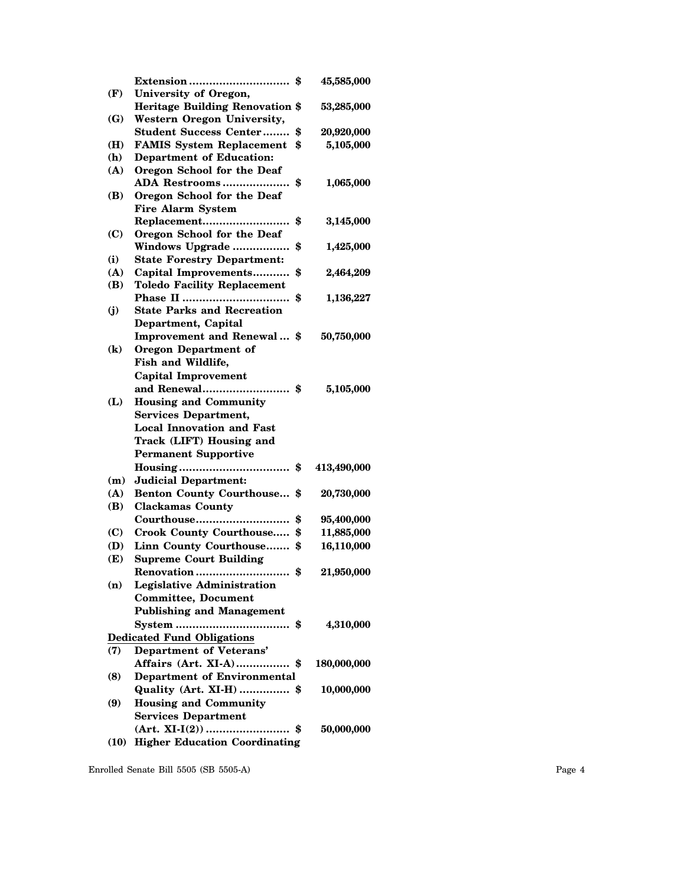| | | |
|---|---|---|
| | **Extension** ............................ **$** | **45,585,000** |
| **(F)** | **University of Oregon, Heritage Building Renovation $** | **53,285,000** |
| **(G)** | **Western Oregon University, Student Success Center** ........ **$** | **20,920,000** |
| **(H)** | **FAMIS System Replacement $** | **5,105,000** |
| **(h)** | **Department of Education:** | |
| **(A)** | **Oregon School for the Deaf ADA Restrooms** .................... **$** | **1,065,000** |
| **(B)** | **Oregon School for the Deaf Fire Alarm System Replacement**......................... **$** | **3,145,000** |
| **(C)** | **Oregon School for the Deaf Windows Upgrade** ................. **$** | **1,425,000** |
| **(i)** | **State Forestry Department:** | |
| **(A)** | **Capital Improvements**........... **$** | **2,464,209** |
| **(B)** | **Toledo Facility Replacement Phase II** ............................... **$** | **1,136,227** |
| **(j)** | **State Parks and Recreation Department, Capital Improvement and Renewal** ... **$** | **50,750,000** |
| **(k)** | **Oregon Department of Fish and Wildlife, Capital Improvement and Renewal**......................... **$** | **5,105,000** |
| **(L)** | **Housing and Community Services Department, Local Innovation and Fast Track (LIFT) Housing and Permanent Supportive Housing** ................................ **$** | **413,490,000** |
| **(m)** | **Judicial Department:** | |
| **(A)** | **Benton County Courthouse**... **$** | **20,730,000** |
| **(B)** | **Clackamas County Courthouse**........................... **$** | **95,400,000** |
| **(C)** | **Crook County Courthouse**..... **$** | **11,885,000** |
| **(D)** | **Linn County Courthouse**....... **$** | **16,110,000** |
| **(E)** | **Supreme Court Building Renovation** ........................... **$** | **21,950,000** |
| **(n)** | **Legislative Administration Committee, Document Publishing and Management System** ................................. **$** | **4,310,000** |
| | **<u>Dedicated Fund Obligations</u>** | |
| **(7)** | **Department of Veterans' Affairs (Art. XI-A)**................ **$** | **180,000,000** |
| **(8)** | **Department of Environmental Quality (Art. XI-H)** .............. **$** | **10,000,000** |
| **(9)** | **Housing and Community Services Department (Art. XI-I(2))** ......................... **$** | **50,000,000** |
| **(10)** | **Higher Education Coordinating** | |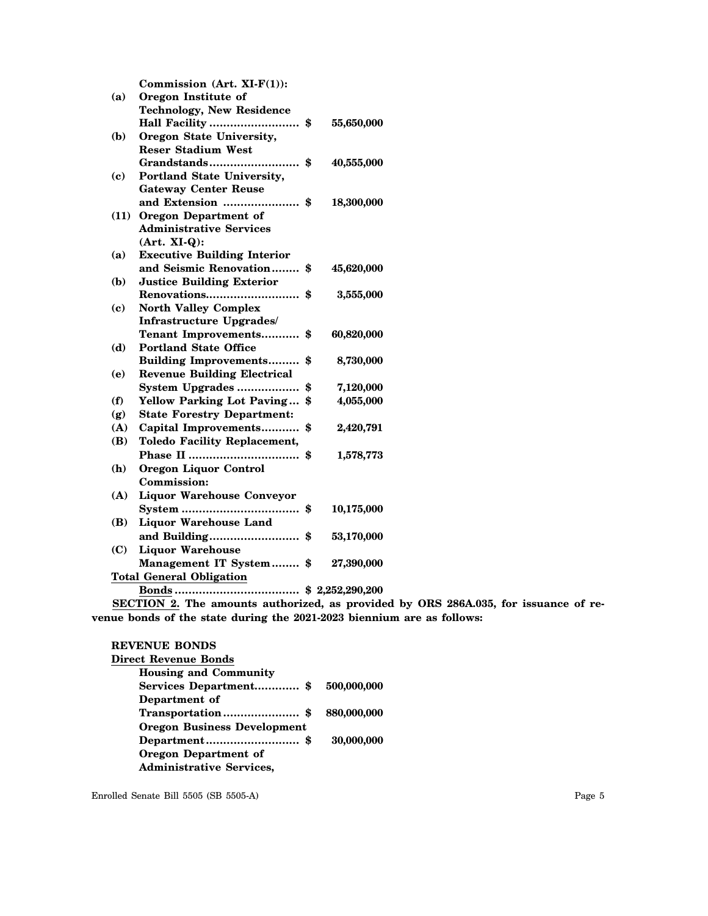**Commission (Art. XI-F(1)):**

| | | |
|---|---|---|
| **(a)** | **Oregon Institute of Technology, New Residence Hall Facility** | **$ 55,650,000** |
| **(b)** | **Oregon State University, Reser Stadium West Grandstands** | **$ 40,555,000** |
| **(c)** | **Portland State University, Gateway Center Reuse and Extension** | **$ 18,300,000** |
| **(11)** | **Oregon Department of Administrative Services (Art. XI-Q):** | |
| **(a)** | **Executive Building Interior and Seismic Renovation** | **$ 45,620,000** |
| **(b)** | **Justice Building Exterior Renovations** | **$ 3,555,000** |
| **(c)** | **North Valley Complex Infrastructure Upgrades/ Tenant Improvements** | **$ 60,820,000** |
| **(d)** | **Portland State Office Building Improvements** | **$ 8,730,000** |
| **(e)** | **Revenue Building Electrical System Upgrades** | **$ 7,120,000** |
| **(f)** | **Yellow Parking Lot Paving** | **$ 4,055,000** |
| **(g)** | **State Forestry Department:** | |
| **(A)** | **Capital Improvements** | **$ 2,420,791** |
| **(B)** | **Toledo Facility Replacement, Phase II** | **$ 1,578,773** |
| **(h)** | **Oregon Liquor Control Commission:** | |
| **(A)** | **Liquor Warehouse Conveyor System** | **$ 10,175,000** |
| **(B)** | **Liquor Warehouse Land and Building** | **$ 53,170,000** |
| **(C)** | **Liquor Warehouse Management IT System** | **$ 27,390,000** |
| | **Total General Obligation Bonds** | **$ 2,252,290,200** |

**SECTION 2. The amounts authorized, as provided by ORS 286A.035, for issuance of revenue bonds of the state during the 2021-2023 biennium are as follows:**

**REVENUE BONDS**

**Direct Revenue Bonds**

| | |
|---|---|
| **Housing and Community Services Department** | **$ 500,000,000** |
| **Department of Transportation** | **$ 880,000,000** |
| **Oregon Business Development Department** | **$ 30,000,000** |
| **Oregon Department of Administrative Services,** | |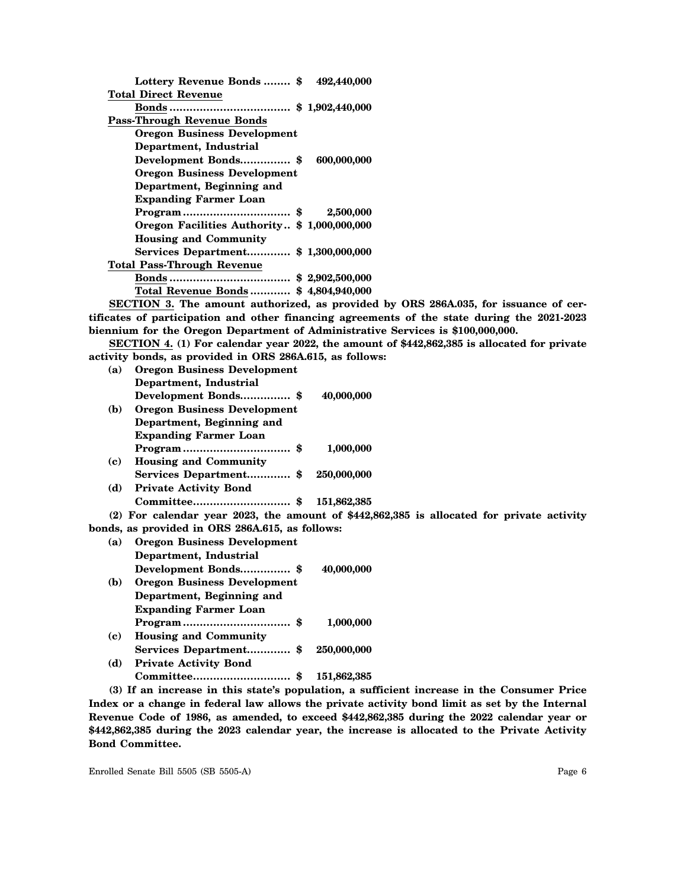**Lottery Revenue Bonds ........ $ 492,440,000**

**<u>Total Direct Revenue</u>**

**<u>Bonds</u> .................................... $ 1,902,440,000**

**<u>Pass-Through Revenue Bonds</u>**

**Oregon Business Development Department, Industrial Development Bonds.............. $ 600,000,000**

**Oregon Business Development Department, Beginning and Expanding Farmer Loan Program ............................... $ 2,500,000**

**Oregon Facilities Authority.. $ 1,000,000,000**

**Housing and Community Services Department............ $ 1,300,000,000**

**<u>Total Pass-Through Revenue</u>**

**<u>Bonds</u> .................................... $ 2,902,500,000**

**<u>Total Revenue Bonds</u> ........... $ 4,804,940,000**

**<u>SECTION 3.</u> The amount authorized, as provided by ORS 286A.035, for issuance of certificates of participation and other financing agreements of the state during the 2021-2023 biennium for the Oregon Department of Administrative Services is $100,000,000.**

**<u>SECTION 4.</u> (1) For calendar year 2022, the amount of $442,862,385 is allocated for private activity bonds, as provided in ORS 286A.615, as follows:**

**(a) Oregon Business Development Department, Industrial Development Bonds.............. $ 40,000,000**

**(b) Oregon Business Development Department, Beginning and Expanding Farmer Loan Program ............................... $ 1,000,000**

**(c) Housing and Community Services Department............ $ 250,000,000**

**(d) Private Activity Bond Committee............................ $ 151,862,385**

**(2) For calendar year 2023, the amount of $442,862,385 is allocated for private activity bonds, as provided in ORS 286A.615, as follows:**

**(a) Oregon Business Development Department, Industrial Development Bonds.............. $ 40,000,000**

**(b) Oregon Business Development Department, Beginning and Expanding Farmer Loan Program ............................... $ 1,000,000**

**(c) Housing and Community Services Department............ $ 250,000,000**

**(d) Private Activity Bond Committee............................ $ 151,862,385**

**(3) If an increase in this state's population, a sufficient increase in the Consumer Price Index or a change in federal law allows the private activity bond limit as set by the Internal Revenue Code of 1986, as amended, to exceed $442,862,385 during the 2022 calendar year or $442,862,385 during the 2023 calendar year, the increase is allocated to the Private Activity Bond Committee.**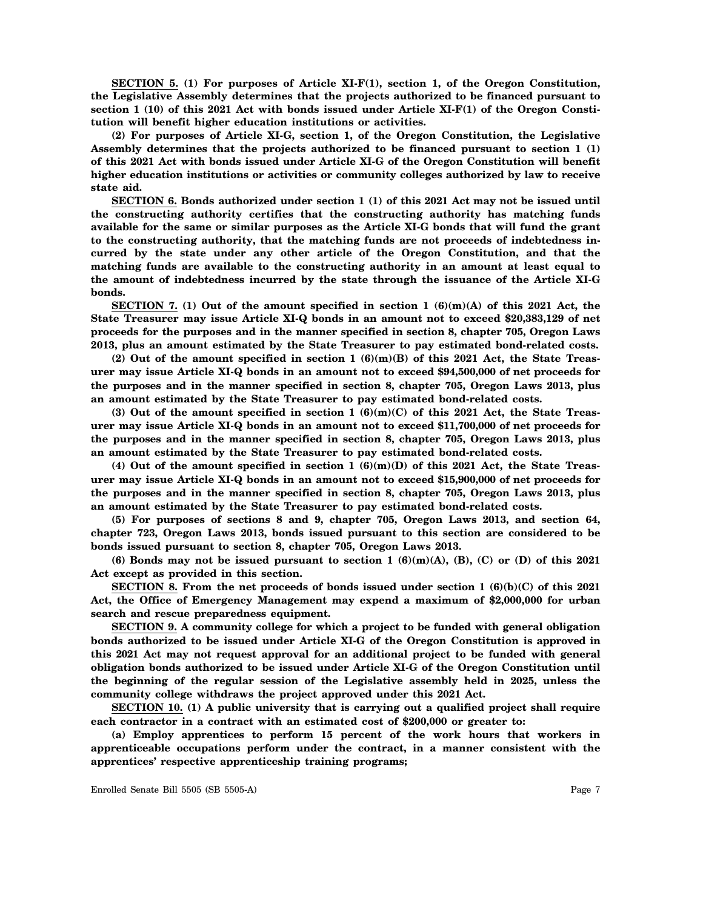**SECTION 5. (1) For purposes of Article XI-F(1), section 1, of the Oregon Constitution, the Legislative Assembly determines that the projects authorized to be financed pursuant to section 1 (10) of this 2021 Act with bonds issued under Article XI-F(1) of the Oregon Constitution will benefit higher education institutions or activities.**

**(2) For purposes of Article XI-G, section 1, of the Oregon Constitution, the Legislative Assembly determines that the projects authorized to be financed pursuant to section 1 (1) of this 2021 Act with bonds issued under Article XI-G of the Oregon Constitution will benefit higher education institutions or activities or community colleges authorized by law to receive state aid.**

**SECTION 6. Bonds authorized under section 1 (1) of this 2021 Act may not be issued until the constructing authority certifies that the constructing authority has matching funds available for the same or similar purposes as the Article XI-G bonds that will fund the grant to the constructing authority, that the matching funds are not proceeds of indebtedness incurred by the state under any other article of the Oregon Constitution, and that the matching funds are available to the constructing authority in an amount at least equal to the amount of indebtedness incurred by the state through the issuance of the Article XI-G bonds.**

**SECTION 7. (1) Out of the amount specified in section 1 (6)(m)(A) of this 2021 Act, the State Treasurer may issue Article XI-Q bonds in an amount not to exceed $20,383,129 of net proceeds for the purposes and in the manner specified in section 8, chapter 705, Oregon Laws 2013, plus an amount estimated by the State Treasurer to pay estimated bond-related costs.**

**(2) Out of the amount specified in section 1 (6)(m)(B) of this 2021 Act, the State Treasurer may issue Article XI-Q bonds in an amount not to exceed $94,500,000 of net proceeds for the purposes and in the manner specified in section 8, chapter 705, Oregon Laws 2013, plus an amount estimated by the State Treasurer to pay estimated bond-related costs.**

**(3) Out of the amount specified in section 1 (6)(m)(C) of this 2021 Act, the State Treasurer may issue Article XI-Q bonds in an amount not to exceed $11,700,000 of net proceeds for the purposes and in the manner specified in section 8, chapter 705, Oregon Laws 2013, plus an amount estimated by the State Treasurer to pay estimated bond-related costs.**

**(4) Out of the amount specified in section 1 (6)(m)(D) of this 2021 Act, the State Treasurer may issue Article XI-Q bonds in an amount not to exceed $15,900,000 of net proceeds for the purposes and in the manner specified in section 8, chapter 705, Oregon Laws 2013, plus an amount estimated by the State Treasurer to pay estimated bond-related costs.**

**(5) For purposes of sections 8 and 9, chapter 705, Oregon Laws 2013, and section 64, chapter 723, Oregon Laws 2013, bonds issued pursuant to this section are considered to be bonds issued pursuant to section 8, chapter 705, Oregon Laws 2013.**

**(6) Bonds may not be issued pursuant to section 1 (6)(m)(A), (B), (C) or (D) of this 2021 Act except as provided in this section.**

**SECTION 8. From the net proceeds of bonds issued under section 1 (6)(b)(C) of this 2021 Act, the Office of Emergency Management may expend a maximum of $2,000,000 for urban search and rescue preparedness equipment.**

**SECTION 9. A community college for which a project to be funded with general obligation bonds authorized to be issued under Article XI-G of the Oregon Constitution is approved in this 2021 Act may not request approval for an additional project to be funded with general obligation bonds authorized to be issued under Article XI-G of the Oregon Constitution until the beginning of the regular session of the Legislative assembly held in 2025, unless the community college withdraws the project approved under this 2021 Act.**

**SECTION 10. (1) A public university that is carrying out a qualified project shall require each contractor in a contract with an estimated cost of $200,000 or greater to:**

**(a) Employ apprentices to perform 15 percent of the work hours that workers in apprenticeable occupations perform under the contract, in a manner consistent with the apprentices' respective apprenticeship training programs;**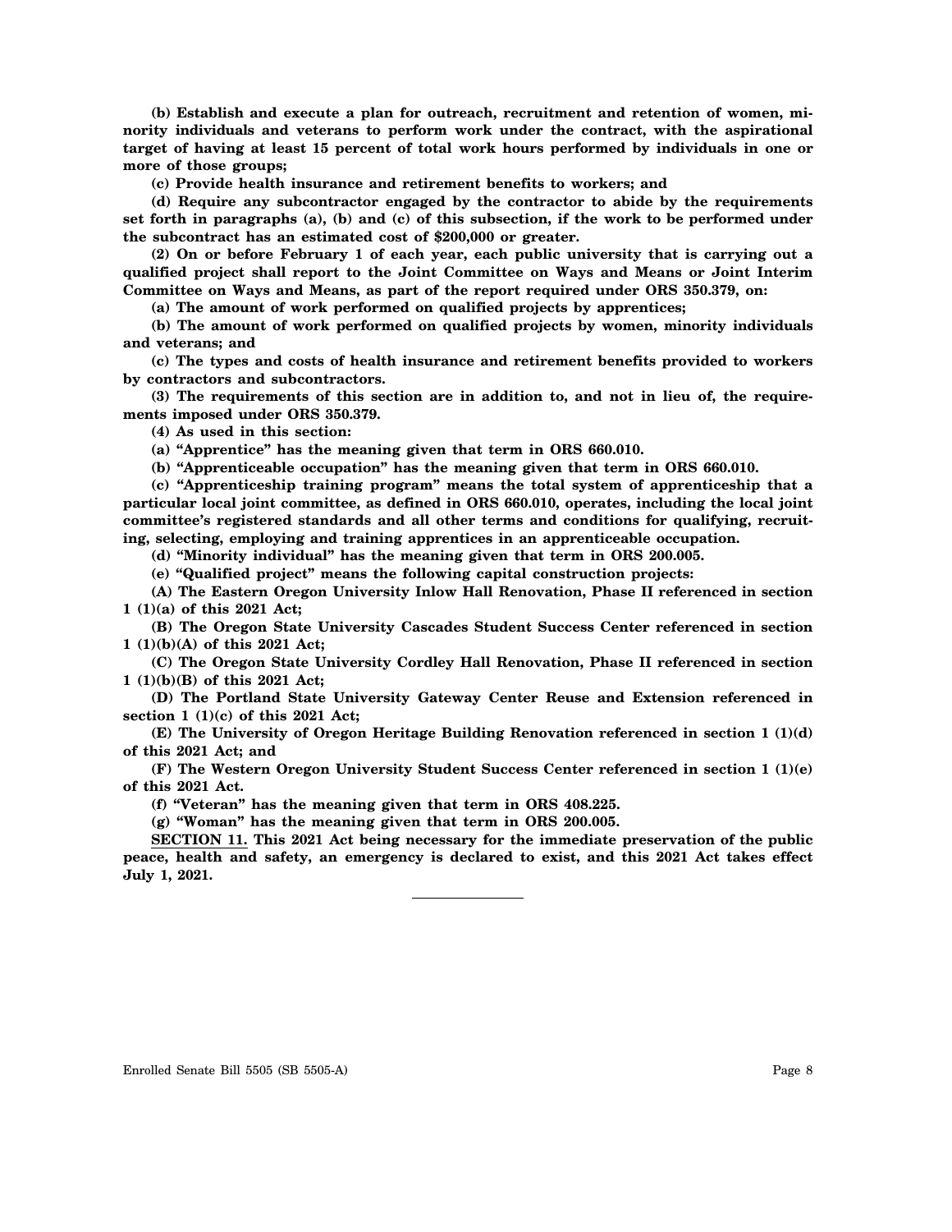**(b) Establish and execute a plan for outreach, recruitment and retention of women, minority individuals and veterans to perform work under the contract, with the aspirational target of having at least 15 percent of total work hours performed by individuals in one or more of those groups;**

**(c) Provide health insurance and retirement benefits to workers; and**

**(d) Require any subcontractor engaged by the contractor to abide by the requirements set forth in paragraphs (a), (b) and (c) of this subsection, if the work to be performed under the subcontract has an estimated cost of $200,000 or greater.**

**(2) On or before February 1 of each year, each public university that is carrying out a qualified project shall report to the Joint Committee on Ways and Means or Joint Interim Committee on Ways and Means, as part of the report required under ORS 350.379, on:**

**(a) The amount of work performed on qualified projects by apprentices;**

**(b) The amount of work performed on qualified projects by women, minority individuals and veterans; and**

**(c) The types and costs of health insurance and retirement benefits provided to workers by contractors and subcontractors.**

**(3) The requirements of this section are in addition to, and not in lieu of, the requirements imposed under ORS 350.379.**

**(4) As used in this section:**

**(a) "Apprentice" has the meaning given that term in ORS 660.010.**

**(b) "Apprenticeable occupation" has the meaning given that term in ORS 660.010.**

**(c) "Apprenticeship training program" means the total system of apprenticeship that a particular local joint committee, as defined in ORS 660.010, operates, including the local joint committee's registered standards and all other terms and conditions for qualifying, recruiting, selecting, employing and training apprentices in an apprenticeable occupation.**

**(d) "Minority individual" has the meaning given that term in ORS 200.005.**

**(e) "Qualified project" means the following capital construction projects:**

**(A) The Eastern Oregon University Inlow Hall Renovation, Phase II referenced in section 1 (1)(a) of this 2021 Act;**

**(B) The Oregon State University Cascades Student Success Center referenced in section 1 (1)(b)(A) of this 2021 Act;**

**(C) The Oregon State University Cordley Hall Renovation, Phase II referenced in section 1 (1)(b)(B) of this 2021 Act;**

**(D) The Portland State University Gateway Center Reuse and Extension referenced in section 1 (1)(c) of this 2021 Act;**

**(E) The University of Oregon Heritage Building Renovation referenced in section 1 (1)(d) of this 2021 Act; and**

**(F) The Western Oregon University Student Success Center referenced in section 1 (1)(e) of this 2021 Act.**

**(f) "Veteran" has the meaning given that term in ORS 408.225.**

**(g) "Woman" has the meaning given that term in ORS 200.005.**

**<u>SECTION 11.</u> This 2021 Act being necessary for the immediate preservation of the public peace, health and safety, an emergency is declared to exist, and this 2021 Act takes effect July 1, 2021.**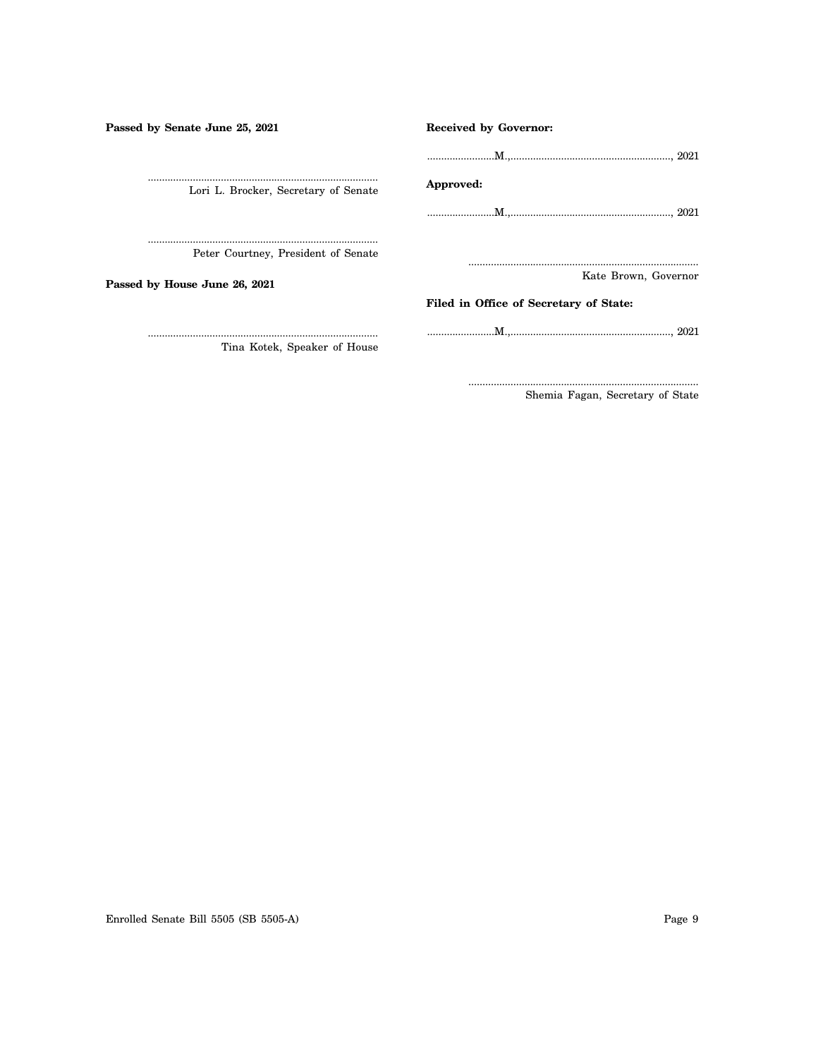**Passed by Senate June 25, 2021**

..................................................................................
Lori L. Brocker, Secretary of Senate

..................................................................................
Peter Courtney, President of Senate

**Passed by House June 26, 2021**

..................................................................................
Tina Kotek, Speaker of House

**Received by Governor:**

........................M.,.........................................................., 2021

**Approved:**

........................M.,.........................................................., 2021

..................................................................................
Kate Brown, Governor

**Filed in Office of Secretary of State:**

........................M.,.........................................................., 2021

..................................................................................
Shemia Fagan, Secretary of State